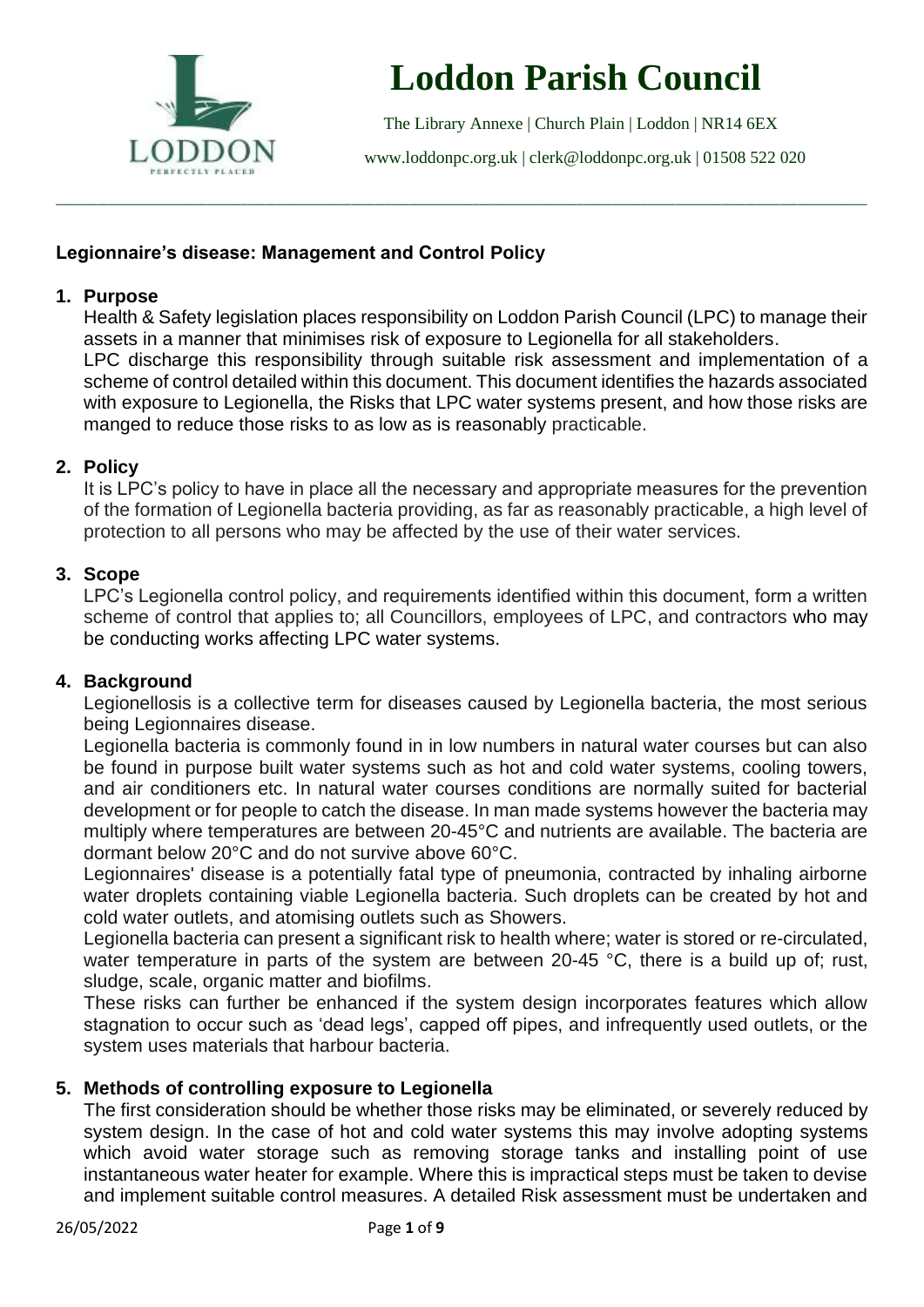# Loddon Parish Council

The Library Annexe | Church Plain | Loddon | NR14 6EX

www.loddonpc.org.uk | clerk@loddonpc.org.uk | 01508 522 020

---

## Legionnaire's disease: Management and Control Policy

### 1. Purpose

Health & Safety legislation places responsibility on Loddon Parish Council (LPC) to manage their assets in a manner that minimises risk of exposure to Legionella for all stakeholders.

LPC discharge this responsibility through suitable risk assessment and implementation of a scheme of control detailed within this document. This document identifies the hazards associated with exposure to Legionella, the Risks that LPC water systems present, and how those risks are manged to reduce those risks to as low as is reasonably practicable.

### 2. Policy

It is LPC's policy to have in place all the necessary and appropriate measures for the prevention of the formation of Legionella bacteria providing, as far as reasonably practicable, a high level of protection to all persons who may be affected by the use of their water services.

### 3. Scope

LPC's Legionella control policy, and requirements identified within this document, form a written scheme of control that applies to; all Councillors, employees of LPC, and contractors who may be conducting works affecting LPC water systems.

### 4. Background

Legionellosis is a collective term for diseases caused by Legionella bacteria, the most serious being Legionnaires disease.

Legionella bacteria is commonly found in in low numbers in natural water courses but can also be found in purpose built water systems such as hot and cold water systems, cooling towers, and air conditioners etc. In natural water courses conditions are normally suited for bacterial development or for people to catch the disease. In man made systems however the bacteria may multiply where temperatures are between 20-45°C and nutrients are available. The bacteria are dormant below 20°C and do not survive above 60°C.

Legionnaires' disease is a potentially fatal type of pneumonia, contracted by inhaling airborne water droplets containing viable Legionella bacteria. Such droplets can be created by hot and cold water outlets, and atomising outlets such as Showers.

Legionella bacteria can present a significant risk to health where; water is stored or re-circulated, water temperature in parts of the system are between 20-45 °C, there is a build up of; rust, sludge, scale, organic matter and biofilms.

These risks can further be enhanced if the system design incorporates features which allow stagnation to occur such as 'dead legs', capped off pipes, and infrequently used outlets, or the system uses materials that harbour bacteria.

### 5. Methods of controlling exposure to Legionella

The first consideration should be whether those risks may be eliminated, or severely reduced by system design. In the case of hot and cold water systems this may involve adopting systems which avoid water storage such as removing storage tanks and installing point of use instantaneous water heater for example. Where this is impractical steps must be taken to devise and implement suitable control measures. A detailed Risk assessment must be undertaken and

26/05/2022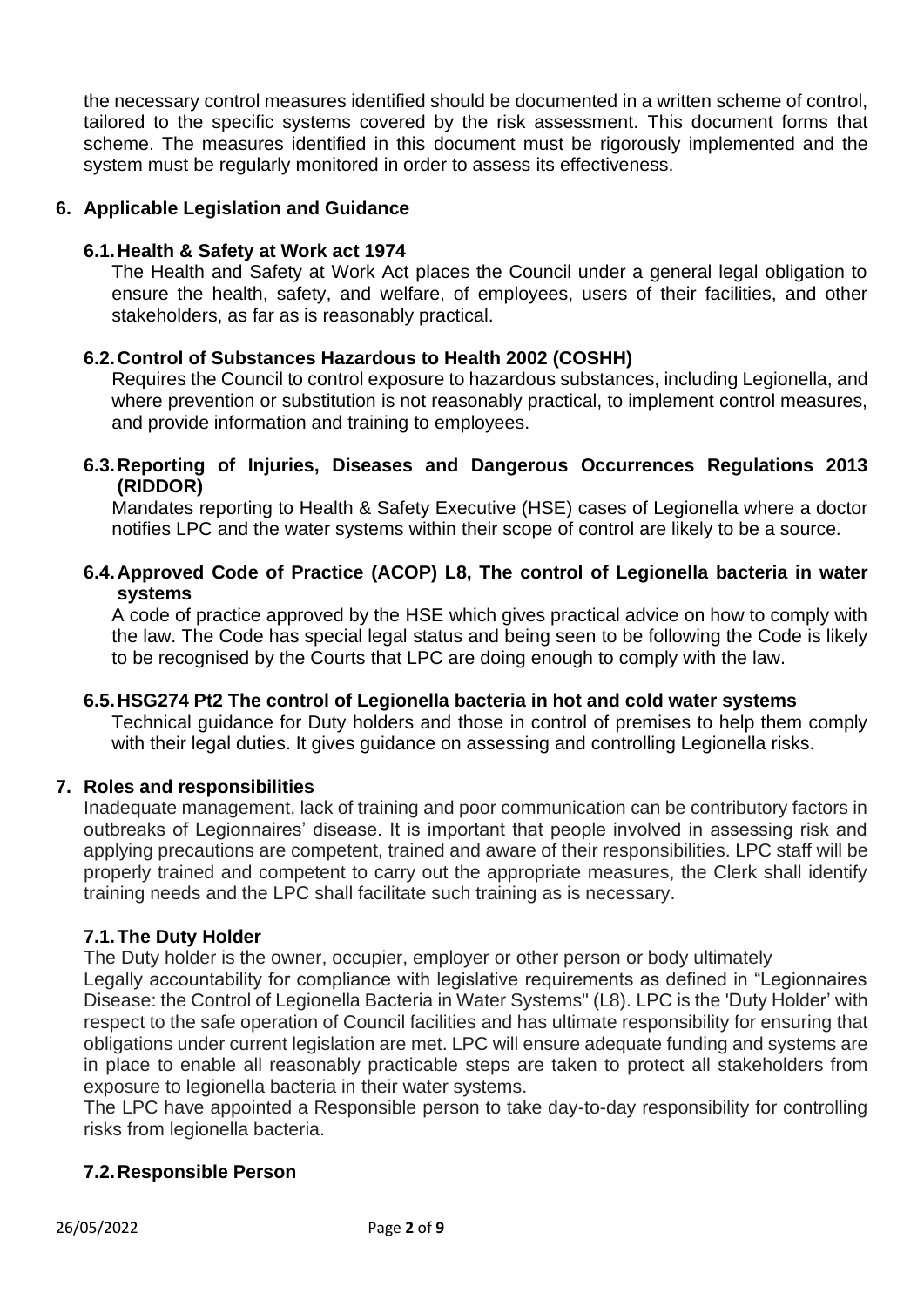the necessary control measures identified should be documented in a written scheme of control, tailored to the specific systems covered by the risk assessment. This document forms that scheme. The measures identified in this document must be rigorously implemented and the system must be regularly monitored in order to assess its effectiveness.

## 6. Applicable Legislation and Guidance

### 6.1. Health & Safety at Work act 1974

The Health and Safety at Work Act places the Council under a general legal obligation to ensure the health, safety, and welfare, of employees, users of their facilities, and other stakeholders, as far as is reasonably practical.

### 6.2. Control of Substances Hazardous to Health 2002 (COSHH)

Requires the Council to control exposure to hazardous substances, including Legionella, and where prevention or substitution is not reasonably practical, to implement control measures, and provide information and training to employees.

### 6.3. Reporting of Injuries, Diseases and Dangerous Occurrences Regulations 2013 (RIDDOR)

Mandates reporting to Health & Safety Executive (HSE) cases of Legionella where a doctor notifies LPC and the water systems within their scope of control are likely to be a source.

### 6.4. Approved Code of Practice (ACOP) L8, The control of Legionella bacteria in water systems

A code of practice approved by the HSE which gives practical advice on how to comply with the law. The Code has special legal status and being seen to be following the Code is likely to be recognised by the Courts that LPC are doing enough to comply with the law.

### 6.5. HSG274 Pt2 The control of Legionella bacteria in hot and cold water systems

Technical guidance for Duty holders and those in control of premises to help them comply with their legal duties. It gives guidance on assessing and controlling Legionella risks.

## 7. Roles and responsibilities

Inadequate management, lack of training and poor communication can be contributory factors in outbreaks of Legionnaires' disease. It is important that people involved in assessing risk and applying precautions are competent, trained and aware of their responsibilities. LPC staff will be properly trained and competent to carry out the appropriate measures, the Clerk shall identify training needs and the LPC shall facilitate such training as is necessary.

### 7.1. The Duty Holder

The Duty holder is the owner, occupier, employer or other person or body ultimately Legally accountability for compliance with legislative requirements as defined in "Legionnaires Disease: the Control of Legionella Bacteria in Water Systems" (L8). LPC is the 'Duty Holder' with respect to the safe operation of Council facilities and has ultimate responsibility for ensuring that obligations under current legislation are met. LPC will ensure adequate funding and systems are in place to enable all reasonably practicable steps are taken to protect all stakeholders from exposure to legionella bacteria in their water systems.

The LPC have appointed a Responsible person to take day-to-day responsibility for controlling risks from legionella bacteria.

### 7.2. Responsible Person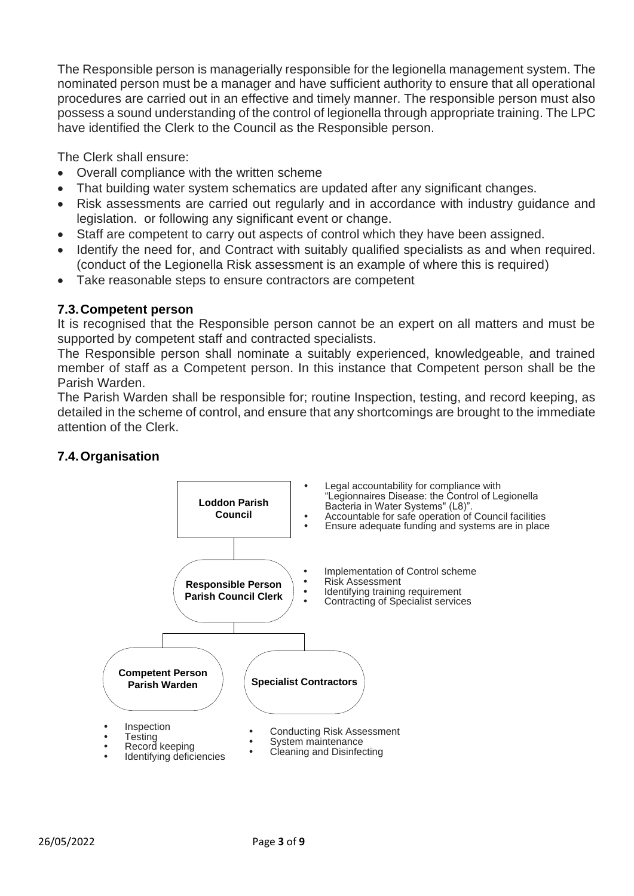The Responsible person is managerially responsible for the legionella management system. The nominated person must be a manager and have sufficient authority to ensure that all operational procedures are carried out in an effective and timely manner. The responsible person must also possess a sound understanding of the control of legionella through appropriate training. The LPC have identified the Clerk to the Council as the Responsible person.

The Clerk shall ensure:

- Overall compliance with the written scheme
- That building water system schematics are updated after any significant changes.
- Risk assessments are carried out regularly and in accordance with industry guidance and legislation. or following any significant event or change.
- Staff are competent to carry out aspects of control which they have been assigned.
- Identify the need for, and Contract with suitably qualified specialists as and when required. (conduct of the Legionella Risk assessment is an example of where this is required)
- Take reasonable steps to ensure contractors are competent

### 7.3. Competent person

It is recognised that the Responsible person cannot be an expert on all matters and must be supported by competent staff and contracted specialists.

The Responsible person shall nominate a suitably experienced, knowledgeable, and trained member of staff as a Competent person. In this instance that Competent person shall be the Parish Warden.

The Parish Warden shall be responsible for; routine Inspection, testing, and record keeping, as detailed in the scheme of control, and ensure that any shortcomings are brought to the immediate attention of the Clerk.

### 7.4. Organisation

**Loddon Parish Council**

- Legal accountability for compliance with "Legionnaires Disease: the Control of Legionella Bacteria in Water Systems" (L8)".
- Accountable for safe operation of Council facilities
- Ensure adequate funding and systems are in place

**Responsible Person Parish Council Clerk**

- Implementation of Control scheme
- Risk Assessment
- Identifying training requirement
- Contracting of Specialist services

**Competent Person Parish Warden**

- Inspection
- Testing
- Record keeping
- Identifying deficiencies

**Specialist Contractors**

- Conducting Risk Assessment
- System maintenance
- Cleaning and Disinfecting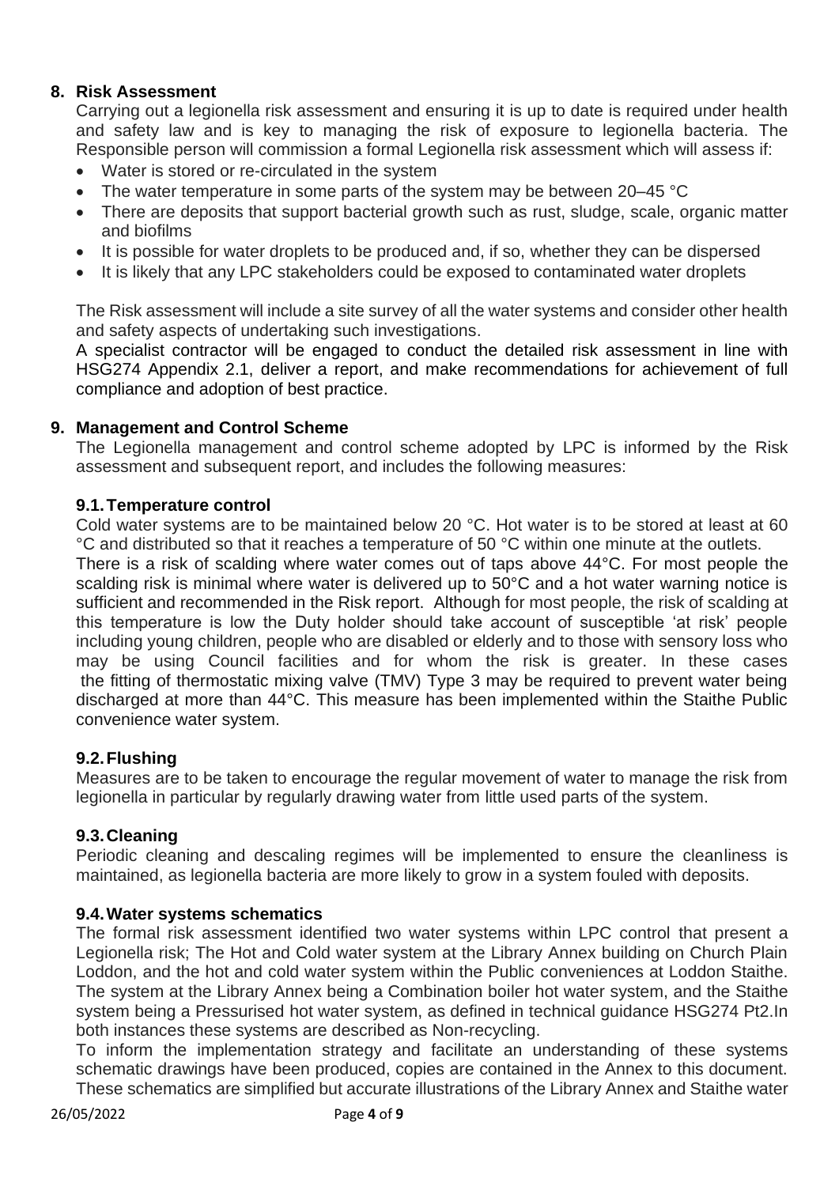## 8. Risk Assessment

Carrying out a legionella risk assessment and ensuring it is up to date is required under health and safety law and is key to managing the risk of exposure to legionella bacteria. The Responsible person will commission a formal Legionella risk assessment which will assess if:

- Water is stored or re-circulated in the system
- The water temperature in some parts of the system may be between 20–45 °C
- There are deposits that support bacterial growth such as rust, sludge, scale, organic matter and biofilms
- It is possible for water droplets to be produced and, if so, whether they can be dispersed
- It is likely that any LPC stakeholders could be exposed to contaminated water droplets

The Risk assessment will include a site survey of all the water systems and consider other health and safety aspects of undertaking such investigations.

A specialist contractor will be engaged to conduct the detailed risk assessment in line with HSG274 Appendix 2.1, deliver a report, and make recommendations for achievement of full compliance and adoption of best practice.

## 9. Management and Control Scheme

The Legionella management and control scheme adopted by LPC is informed by the Risk assessment and subsequent report, and includes the following measures:

### 9.1. Temperature control

Cold water systems are to be maintained below 20 °C. Hot water is to be stored at least at 60 °C and distributed so that it reaches a temperature of 50 °C within one minute at the outlets.

There is a risk of scalding where water comes out of taps above 44°C. For most people the scalding risk is minimal where water is delivered up to 50°C and a hot water warning notice is sufficient and recommended in the Risk report. Although for most people, the risk of scalding at this temperature is low the Duty holder should take account of susceptible 'at risk' people including young children, people who are disabled or elderly and to those with sensory loss who may be using Council facilities and for whom the risk is greater. In these cases the fitting of thermostatic mixing valve (TMV) Type 3 may be required to prevent water being discharged at more than 44°C. This measure has been implemented within the Staithe Public convenience water system.

### 9.2. Flushing

Measures are to be taken to encourage the regular movement of water to manage the risk from legionella in particular by regularly drawing water from little used parts of the system.

### 9.3. Cleaning

Periodic cleaning and descaling regimes will be implemented to ensure the cleanliness is maintained, as legionella bacteria are more likely to grow in a system fouled with deposits.

### 9.4. Water systems schematics

The formal risk assessment identified two water systems within LPC control that present a Legionella risk; The Hot and Cold water system at the Library Annex building on Church Plain Loddon, and the hot and cold water system within the Public conveniences at Loddon Staithe. The system at the Library Annex being a Combination boiler hot water system, and the Staithe system being a Pressurised hot water system, as defined in technical guidance HSG274 Pt2.In both instances these systems are described as Non-recycling.

To inform the implementation strategy and facilitate an understanding of these systems schematic drawings have been produced, copies are contained in the Annex to this document. These schematics are simplified but accurate illustrations of the Library Annex and Staithe water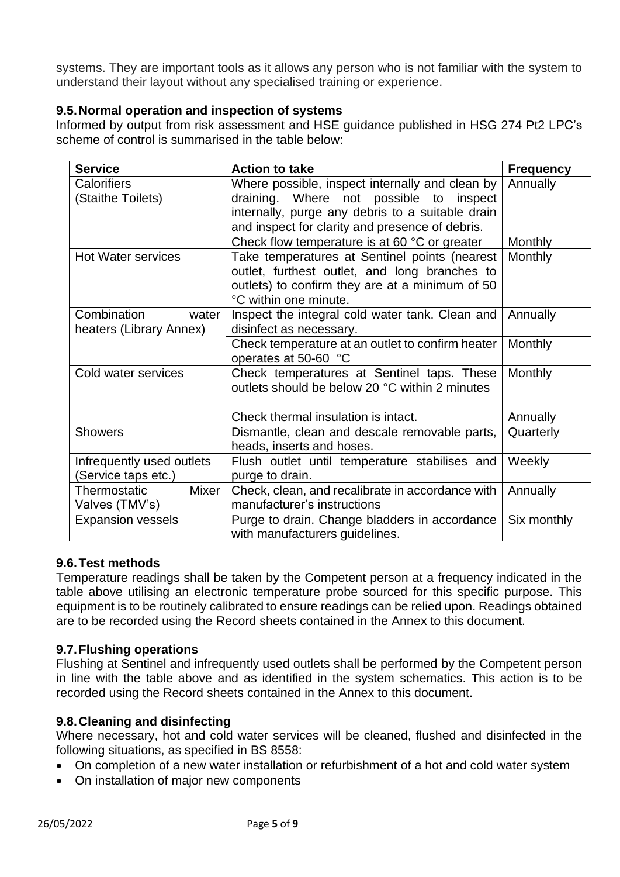systems. They are important tools as it allows any person who is not familiar with the system to understand their layout without any specialised training or experience.

## 9.5. Normal operation and inspection of systems

Informed by output from risk assessment and HSE guidance published in HSG 274 Pt2 LPC's scheme of control is summarised in the table below:

| Service | Action to take | Frequency |
|---|---|---|
| Calorifiers (Staithe Toilets) | Where possible, inspect internally and clean by draining. Where not possible to inspect internally, purge any debris to a suitable drain and inspect for clarity and presence of debris. | Annually |
| | Check flow temperature is at 60 °C or greater | Monthly |
| Hot Water services | Take temperatures at Sentinel points (nearest outlet, furthest outlet, and long branches to outlets) to confirm they are at a minimum of 50 °C within one minute. | Monthly |
| Combination water heaters (Library Annex) | Inspect the integral cold water tank. Clean and disinfect as necessary. | Annually |
| | Check temperature at an outlet to confirm heater operates at 50-60 °C | Monthly |
| Cold water services | Check temperatures at Sentinel taps. These outlets should be below 20 °C within 2 minutes | Monthly |
| | Check thermal insulation is intact. | Annually |
| Showers | Dismantle, clean and descale removable parts, heads, inserts and hoses. | Quarterly |
| Infrequently used outlets (Service taps etc.) | Flush outlet until temperature stabilises and purge to drain. | Weekly |
| Thermostatic Mixer Valves (TMV's) | Check, clean, and recalibrate in accordance with manufacturer's instructions | Annually |
| Expansion vessels | Purge to drain. Change bladders in accordance with manufacturers guidelines. | Six monthly |

## 9.6. Test methods

Temperature readings shall be taken by the Competent person at a frequency indicated in the table above utilising an electronic temperature probe sourced for this specific purpose. This equipment is to be routinely calibrated to ensure readings can be relied upon. Readings obtained are to be recorded using the Record sheets contained in the Annex to this document.

## 9.7. Flushing operations

Flushing at Sentinel and infrequently used outlets shall be performed by the Competent person in line with the table above and as identified in the system schematics. This action is to be recorded using the Record sheets contained in the Annex to this document.

## 9.8. Cleaning and disinfecting

Where necessary, hot and cold water services will be cleaned, flushed and disinfected in the following situations, as specified in BS 8558:

- On completion of a new water installation or refurbishment of a hot and cold water system
- On installation of major new components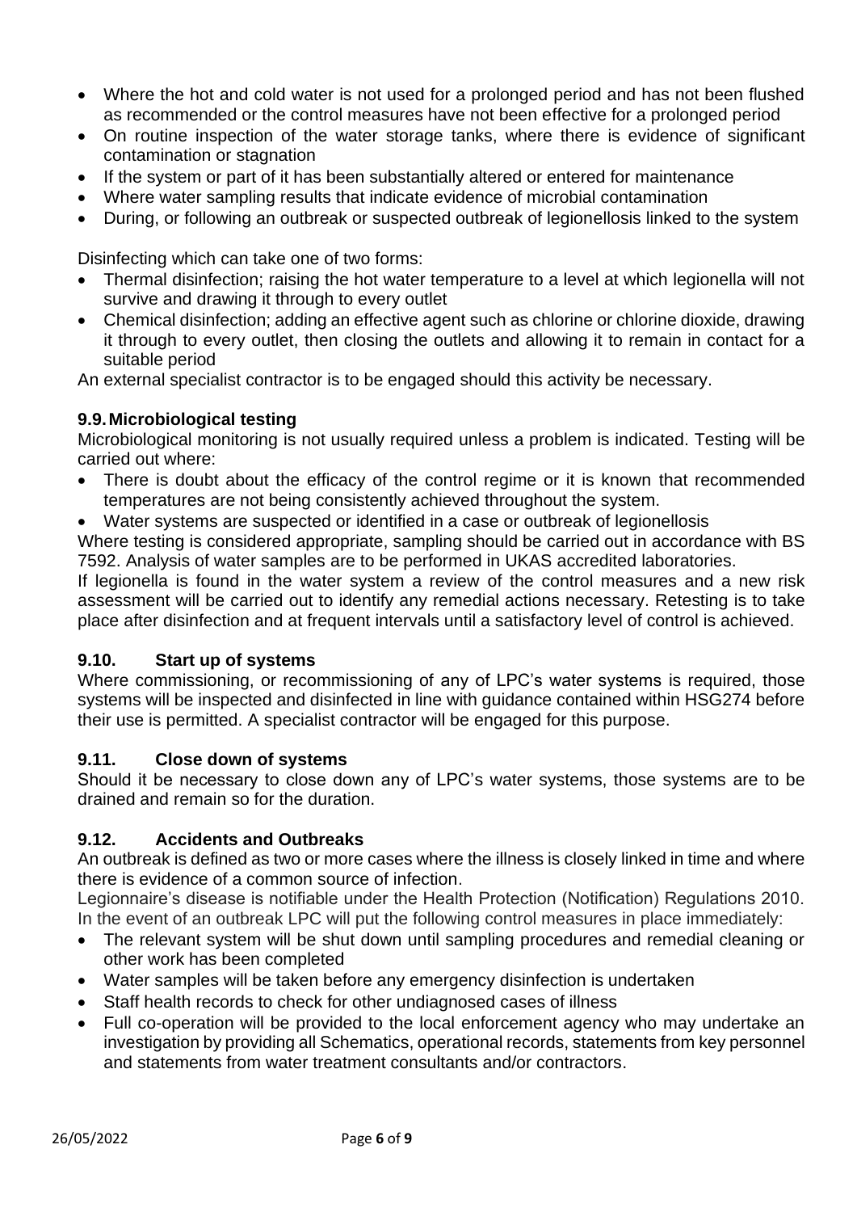- Where the hot and cold water is not used for a prolonged period and has not been flushed as recommended or the control measures have not been effective for a prolonged period
- On routine inspection of the water storage tanks, where there is evidence of significant contamination or stagnation
- If the system or part of it has been substantially altered or entered for maintenance
- Where water sampling results that indicate evidence of microbial contamination
- During, or following an outbreak or suspected outbreak of legionellosis linked to the system

Disinfecting which can take one of two forms:

- Thermal disinfection; raising the hot water temperature to a level at which legionella will not survive and drawing it through to every outlet
- Chemical disinfection; adding an effective agent such as chlorine or chlorine dioxide, drawing it through to every outlet, then closing the outlets and allowing it to remain in contact for a suitable period

An external specialist contractor is to be engaged should this activity be necessary.

### 9.9. Microbiological testing

Microbiological monitoring is not usually required unless a problem is indicated. Testing will be carried out where:

- There is doubt about the efficacy of the control regime or it is known that recommended temperatures are not being consistently achieved throughout the system.
- Water systems are suspected or identified in a case or outbreak of legionellosis

Where testing is considered appropriate, sampling should be carried out in accordance with BS 7592. Analysis of water samples are to be performed in UKAS accredited laboratories.

If legionella is found in the water system a review of the control measures and a new risk assessment will be carried out to identify any remedial actions necessary. Retesting is to take place after disinfection and at frequent intervals until a satisfactory level of control is achieved.

### 9.10. Start up of systems

Where commissioning, or recommissioning of any of LPC's water systems is required, those systems will be inspected and disinfected in line with guidance contained within HSG274 before their use is permitted. A specialist contractor will be engaged for this purpose.

### 9.11. Close down of systems

Should it be necessary to close down any of LPC's water systems, those systems are to be drained and remain so for the duration.

### 9.12. Accidents and Outbreaks

An outbreak is defined as two or more cases where the illness is closely linked in time and where there is evidence of a common source of infection.

Legionnaire's disease is notifiable under the Health Protection (Notification) Regulations 2010. In the event of an outbreak LPC will put the following control measures in place immediately:

- The relevant system will be shut down until sampling procedures and remedial cleaning or other work has been completed
- Water samples will be taken before any emergency disinfection is undertaken
- Staff health records to check for other undiagnosed cases of illness
- Full co-operation will be provided to the local enforcement agency who may undertake an investigation by providing all Schematics, operational records, statements from key personnel and statements from water treatment consultants and/or contractors.

26/05/2022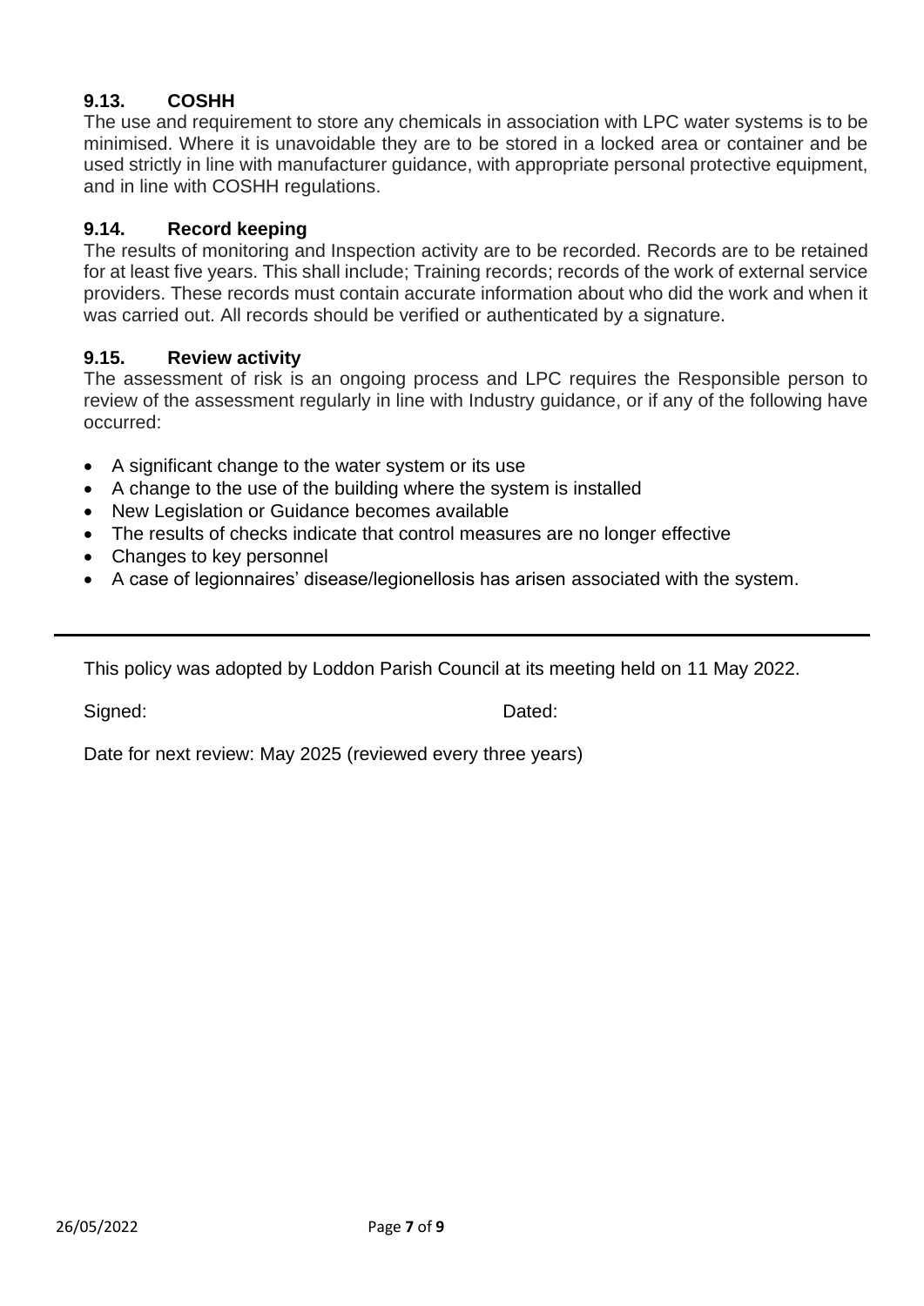### 9.13. COSHH

The use and requirement to store any chemicals in association with LPC water systems is to be minimised. Where it is unavoidable they are to be stored in a locked area or container and be used strictly in line with manufacturer guidance, with appropriate personal protective equipment, and in line with COSHH regulations.

### 9.14. Record keeping

The results of monitoring and Inspection activity are to be recorded. Records are to be retained for at least five years. This shall include; Training records; records of the work of external service providers. These records must contain accurate information about who did the work and when it was carried out. All records should be verified or authenticated by a signature.

### 9.15. Review activity

The assessment of risk is an ongoing process and LPC requires the Responsible person to review of the assessment regularly in line with Industry guidance, or if any of the following have occurred:

- A significant change to the water system or its use
- A change to the use of the building where the system is installed
- New Legislation or Guidance becomes available
- The results of checks indicate that control measures are no longer effective
- Changes to key personnel
- A case of legionnaires' disease/legionellosis has arisen associated with the system.

---

This policy was adopted by Loddon Parish Council at its meeting held on 11 May 2022.

Signed: Dated:

Date for next review: May 2025 (reviewed every three years)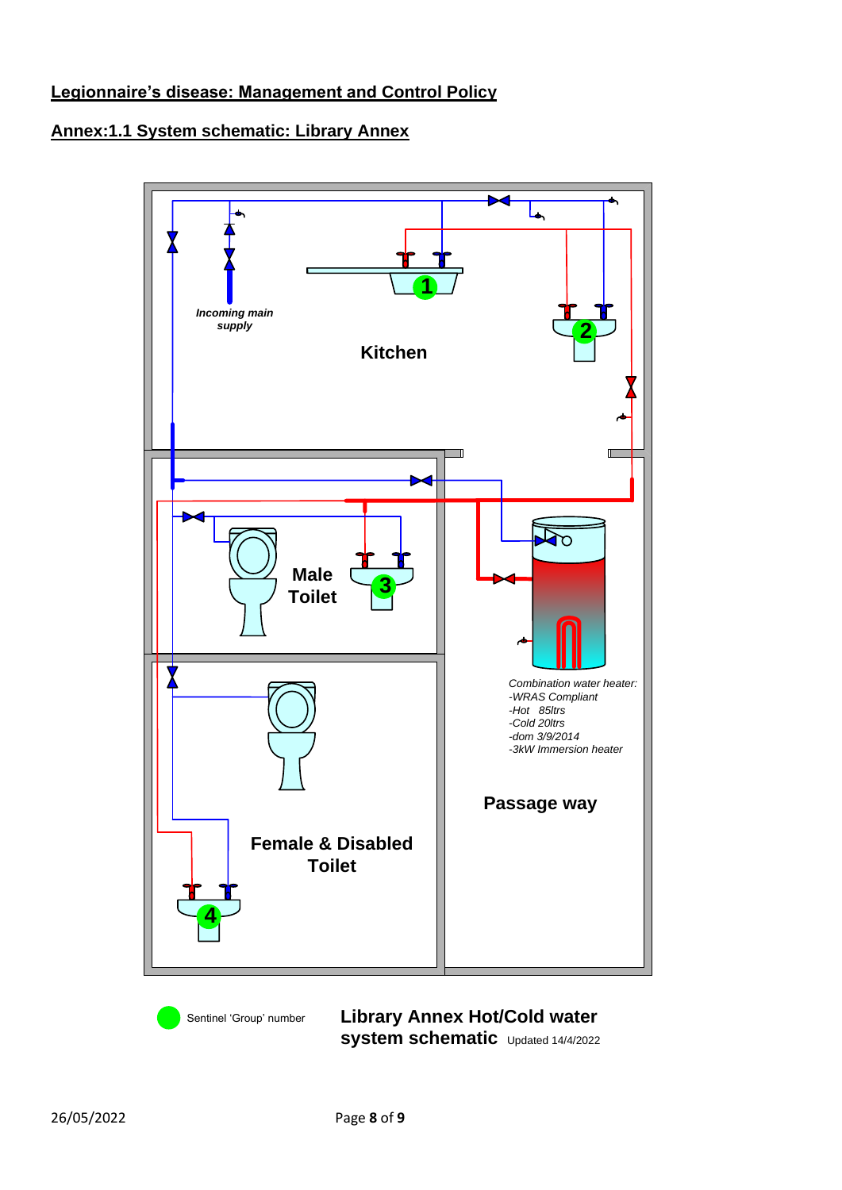**Legionnaire's disease: Management and Control Policy**

**Annex:1.1 System schematic: Library Annex**

*Incoming main supply*

**Kitchen**

1

2

**Male Toilet**

3

*Combination water heater:*
*-WRAS Compliant*
*-Hot 85ltrs*
*-Cold 20ltrs*
*-dom 3/9/2014*
*-3kW Immersion heater*

**Passage way**

**Female & Disabled Toilet**

4

Sentinel 'Group' number

**Library Annex Hot/Cold water system schematic** Updated 14/4/2022

26/05/2022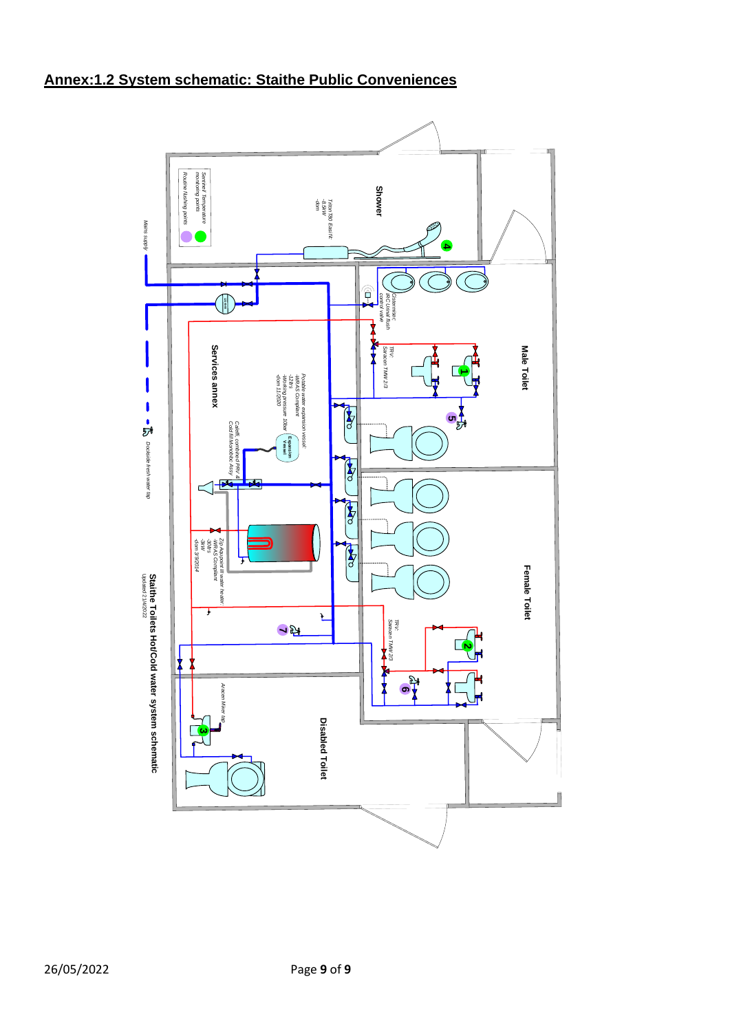## Annex:1.2 System schematic: Staithe Public Conveniences

Shower

Triton T80 Easi-fit
-8.5kW
-dom

Sentinel Temperature monitoring points

Routine flushing points

Mains supply

Male Toilet

Cistermiser IRC Urinal flush control valve

TRV:
Sarazen TMW 2/3

Services annex

Potable water expansion vessel:
-WRAS Compliant
-12ltrs
-Working pressure 10bar
-dom 11/2020

Expansion Vessel

Caleffi, combined PRV & Cold fill Monobloc Assy

Dockside fresh water tap

Zip Aquapoint III water heater:
-WRAS Compliant
-30ltrs
-3kW
-dom 3/9/2014

Female Toilet

TRV:
Sarazen TMW 2/3

Disabled Toilet

Aracen Mixer tap

Staithe Toilets Hot/Cold water system schematic

Updated 21/4/2022